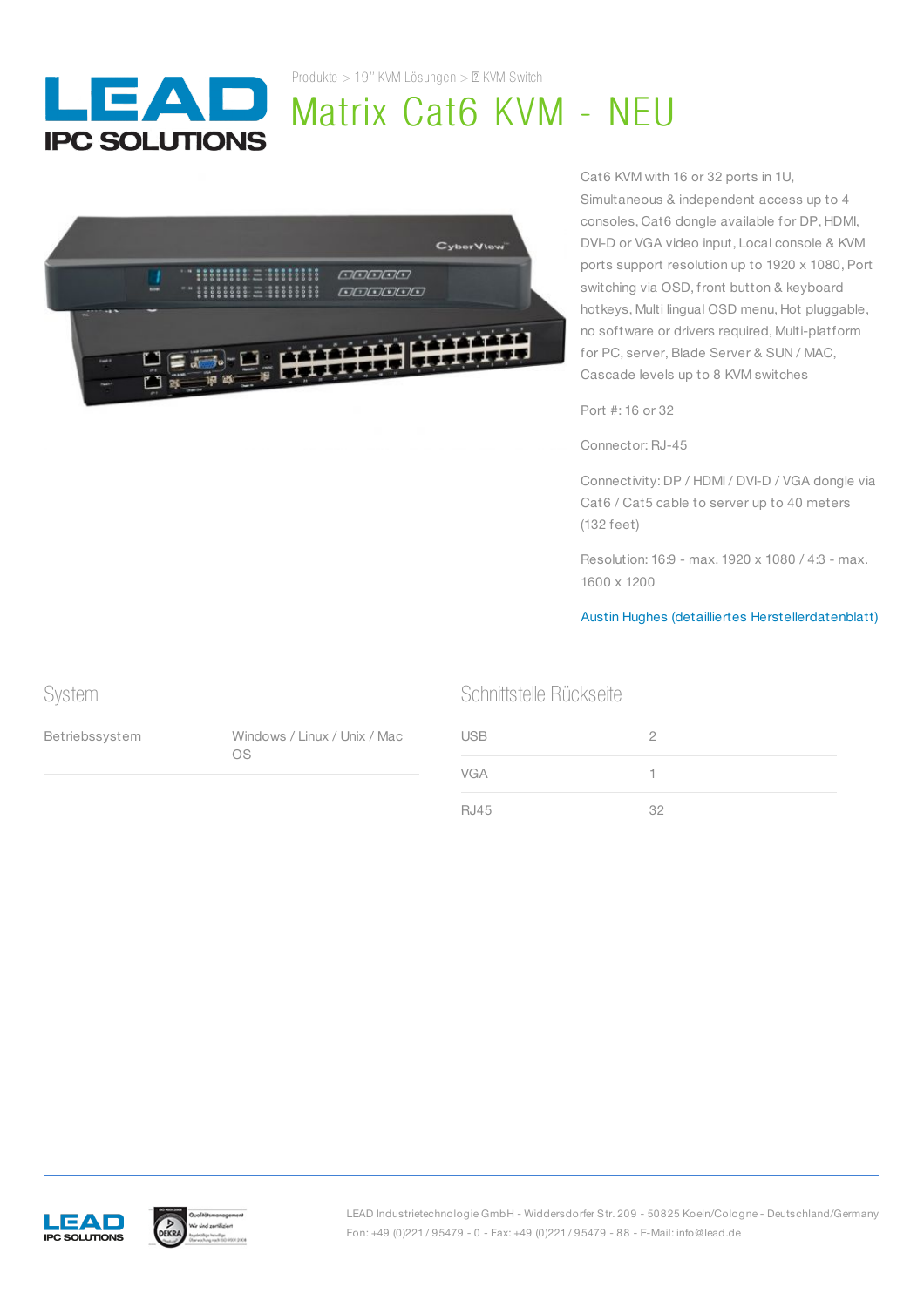Produkte > 19" KVM Lösungen > KVM Switch

# Matrix Cat6 KVM - NEU

Cat6 KVM with 16 or 32 ports in 1U, Simultaneous & independent access up to 4 consoles, Cat6 dongle available for DP, HDMI, DVI-D or VGA video input, Local console & KVM ports support resolution up to 1920 x 1080, Port switching via OSD, front button & keyboard hotkeys, Multi lingual OSD menu, Hot pluggable, no software or drivers required, Multi-platform for PC, server, Blade Server & SUN / MAC, Cascade levels up to 8 KVM switches

Port #: 16 or 32

Connector: RJ-45

Connectivity: DP / HDMI / DVI-D / VGA dongle via Cat6 / Cat5 cable to server up to 40 meters (132 feet)

Resolution: 16:9 - max. 1920 x 1080 / 4:3 - max. 1600 x 1200

Austin Hughes (detailliertes Herstellerdatenblatt)

## System

| | |
|---|---|
| Betriebssystem | Windows / Linux / Unix / Mac OS |

## Schnittstelle Rückseite

| | |
|---|---|
| USB | 2 |
| VGA | 1 |
| RJ45 | 32 |

LEAD Industrietechnologie GmbH - Widdersdorfer Str. 209 - 50825 Koeln/Cologne - Deutschland/Germany
Fon: +49 (0)221 / 95479 - 0 - Fax: +49 (0)221 / 95479 - 88 - E-Mail: info@lead.de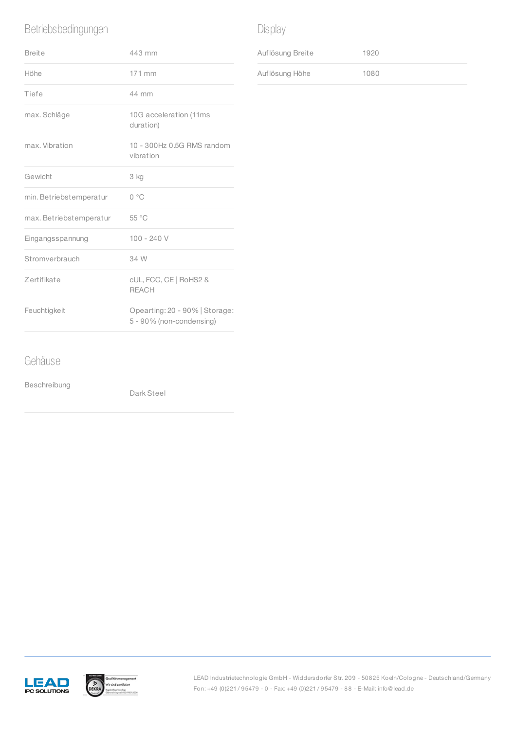## Betriebsbedingungen

| | |
|---|---|
| Breite | 443 mm |
| Höhe | 171 mm |
| Tiefe | 44 mm |
| max. Schläge | 10G acceleration (11ms duration) |
| max. Vibration | 10 - 300Hz 0.5G RMS random vibration |
| Gewicht | 3 kg |
| min. Betriebstemperatur | 0 °C |
| max. Betriebstemperatur | 55 °C |
| Eingangsspannung | 100 - 240 V |
| Stromverbrauch | 34 W |
| Zertifikate | cUL, FCC, CE \| RoHS2 & REACH |
| Feuchtigkeit | Opearting: 20 - 90% \| Storage: 5 - 90% (non-condensing) |

## Display

| | |
|---|---|
| Auflösung Breite | 1920 |
| Auflösung Höhe | 1080 |

## Gehäuse

| | |
|---|---|
| Beschreibung | Dark Steel |

LEAD Industrietechnologie GmbH - Widdersdorfer Str. 209 - 50825 Koeln/Cologne - Deutschland/Germany
Fon: +49 (0)221 / 95479 - 0 - Fax: +49 (0)221 / 95479 - 88 - E-Mail: info@lead.de